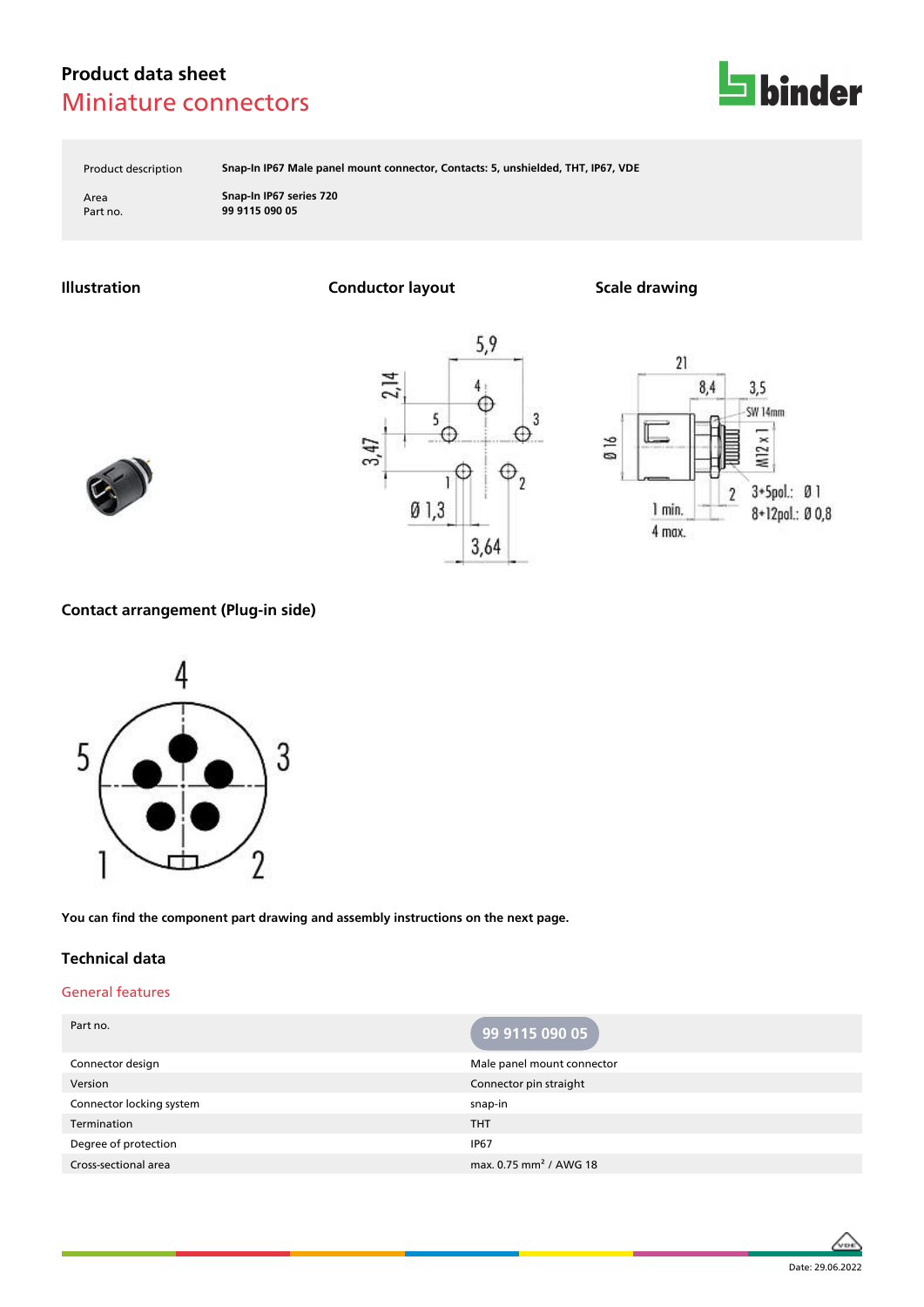# Product data sheet

## Miniature connectors

| | |
|---|---|
| Product description | **Snap-In IP67 Male panel mount connector, Contacts: 5, unshielded, THT, IP67, VDE** |
| Area | **Snap-In IP67 series 720** |
| Part no. | **99 9115 090 05** |

### Illustration

### Conductor layout

### Scale drawing

### Contact arrangement (Plug-in side)

**You can find the component part drawing and assembly instructions on the next page.**

## Technical data

### General features

| Part no. | 99 9115 090 05 |
|---|---|
| Connector design | Male panel mount connector |
| Version | Connector pin straight |
| Connector locking system | snap-in |
| Termination | THT |
| Degree of protection | IP67 |
| Cross-sectional area | max. 0.75 mm² / AWG 18 |

Date: 29.06.2022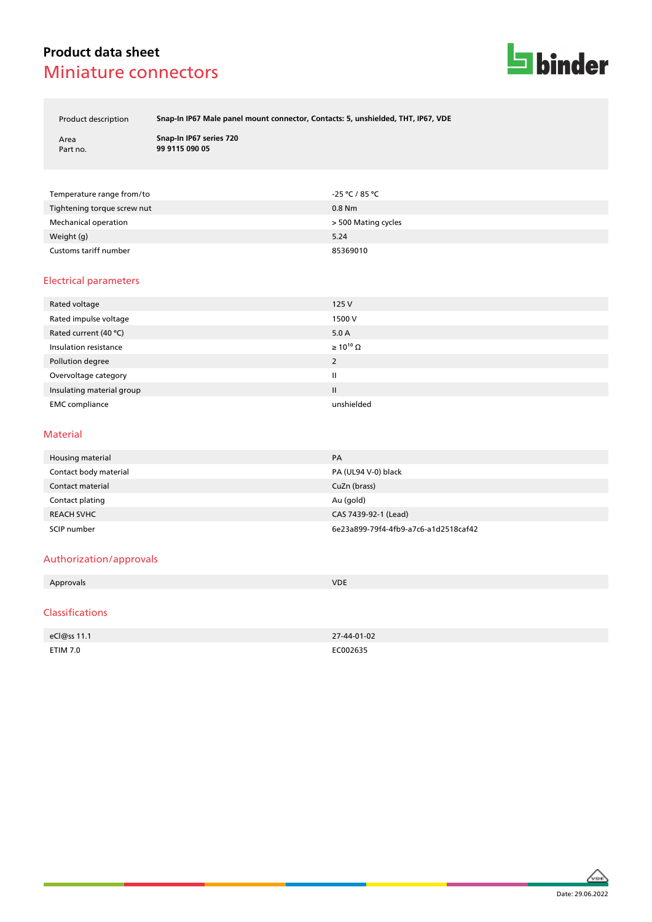# Product data sheet

## Miniature connectors

| | |
|---|---|
| Product description | **Snap-In IP67 Male panel mount connector, Contacts: 5, unshielded, THT, IP67, VDE** |
| Area | **Snap-In IP67 series 720** |
| Part no. | **99 9115 090 05** |

| | |
|---|---|
| Temperature range from/to | -25 °C / 85 °C |
| Tightening torque screw nut | 0.8 Nm |
| Mechanical operation | > 500 Mating cycles |
| Weight (g) | 5.24 |
| Customs tariff number | 85369010 |

## Electrical parameters

| | |
|---|---|
| Rated voltage | 125 V |
| Rated impulse voltage | 1500 V |
| Rated current (40 °C) | 5.0 A |
| Insulation resistance | ≥ $10^{10}$ Ω |
| Pollution degree | 2 |
| Overvoltage category | II |
| Insulating material group | II |
| EMC compliance | unshielded |

## Material

| | |
|---|---|
| Housing material | PA |
| Contact body material | PA (UL94 V-0) black |
| Contact material | CuZn (brass) |
| Contact plating | Au (gold) |
| REACH SVHC | CAS 7439-92-1 (Lead) |
| SCIP number | 6e23a899-79f4-4fb9-a7c6-a1d2518caf42 |

## Authorization/approvals

| | |
|---|---|
| Approvals | VDE |

## Classifications

| | |
|---|---|
| eCl@ss 11.1 | 27-44-01-02 |
| ETIM 7.0 | EC002635 |

Date: 29.06.2022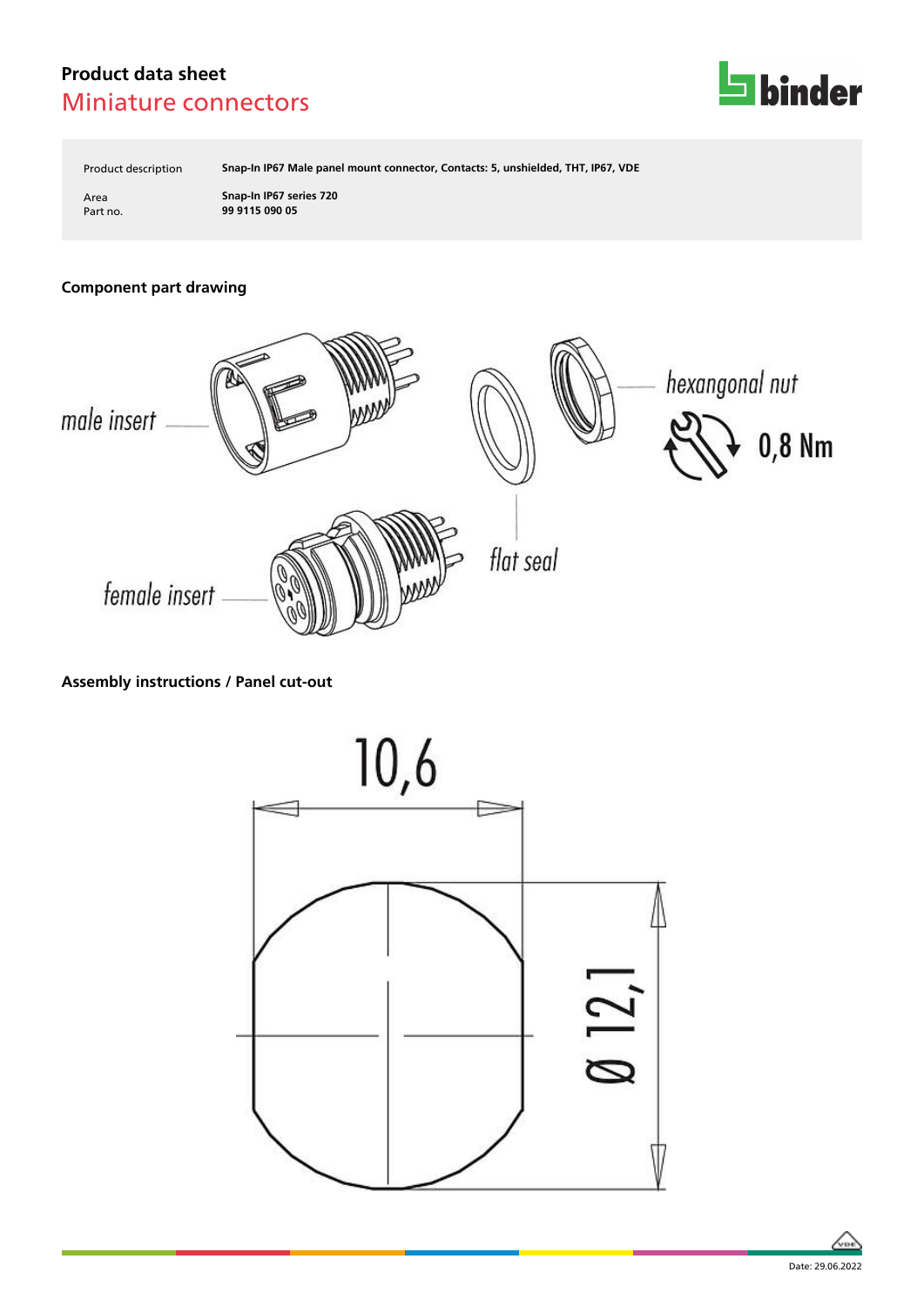# Product data sheet

## Miniature connectors

| | |
|---|---|
| Product description | **Snap-In IP67 Male panel mount connector, Contacts: 5, unshielded, THT, IP67, VDE** |
| Area | **Snap-In IP67 series 720** |
| Part no. | **99 9115 090 05** |

### Component part drawing

male insert

female insert

flat seal

hexangonal nut

0,8 Nm

### Assembly instructions / Panel cut-out

10,6

Ø 12,1

Date: 29.06.2022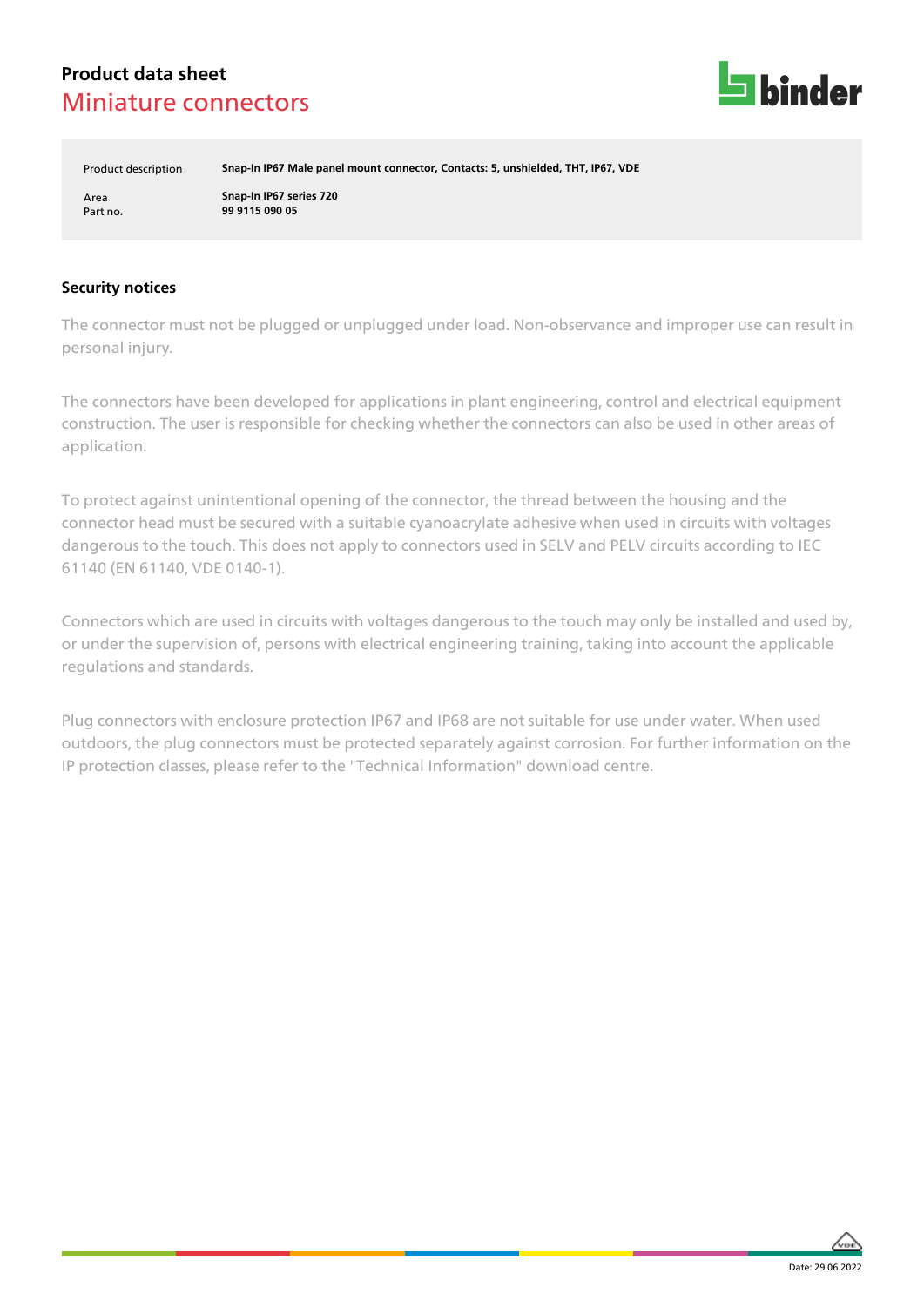| | |
|---|---|
| Product description | **Snap-In IP67 Male panel mount connector, Contacts: 5, unshielded, THT, IP67, VDE** |
| Area | **Snap-In IP67 series 720** |
| Part no. | **99 9115 090 05** |

### Security notices

The connector must not be plugged or unplugged under load. Non-observance and improper use can result in personal injury.

The connectors have been developed for applications in plant engineering, control and electrical equipment construction. The user is responsible for checking whether the connectors can also be used in other areas of application.

To protect against unintentional opening of the connector, the thread between the housing and the connector head must be secured with a suitable cyanoacrylate adhesive when used in circuits with voltages dangerous to the touch. This does not apply to connectors used in SELV and PELV circuits according to IEC 61140 (EN 61140, VDE 0140-1).

Connectors which are used in circuits with voltages dangerous to the touch may only be installed and used by, or under the supervision of, persons with electrical engineering training, taking into account the applicable regulations and standards.

Plug connectors with enclosure protection IP67 and IP68 are not suitable for use under water. When used outdoors, the plug connectors must be protected separately against corrosion. For further information on the IP protection classes, please refer to the "Technical Information" download centre.